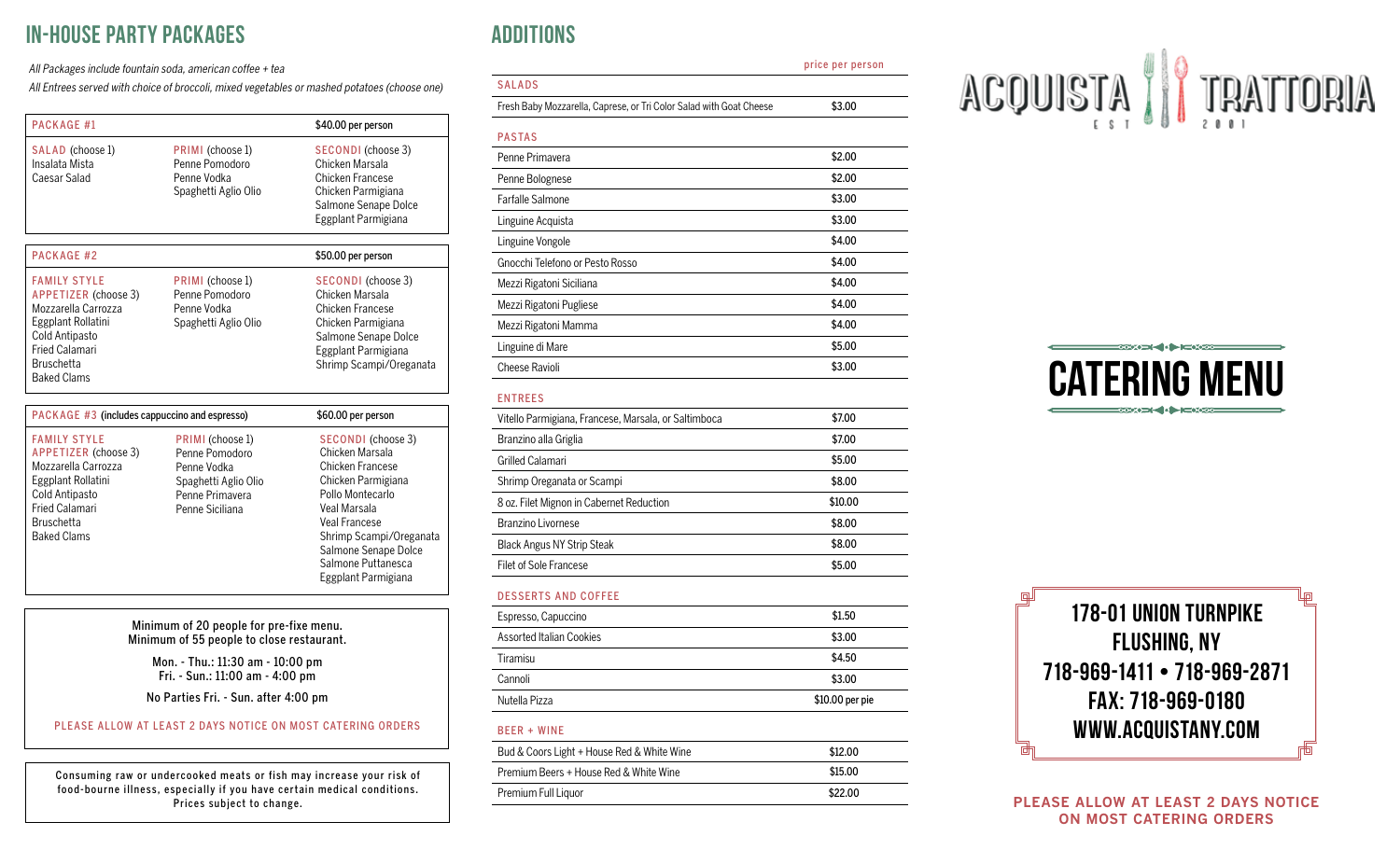# IN-HOUSE PARTY PACKAGES

*All Packages include fountain soda, american coffee + tea*

*All Entrees served with choice of broccoli, mixed vegetables or mashed potatoes (choose one)*

## PACKAGE #1 — $40.00 per person

| SALAD (choose 1) | PRIMI (choose 1) | SECONDI (choose 3) |
|---|---|---|
| Insalata Mista | Penne Pomodoro | Chicken Marsala |
| Caesar Salad | Penne Vodka | Chicken Francese |
| | Spaghetti Aglio Olio | Chicken Parmigiana |
| | | Salmone Senape Dolce |
| | | Eggplant Parmigiana |

## PACKAGE #2 — $50.00 per person

| FAMILY STYLE APPETIZER (choose 3) | PRIMI (choose 1) | SECONDI (choose 3) |
|---|---|---|
| Mozzarella Carrozza | Penne Pomodoro | Chicken Marsala |
| Eggplant Rollatini | Penne Vodka | Chicken Francese |
| Cold Antipasto | Spaghetti Aglio Olio | Chicken Parmigiana |
| Fried Calamari | | Salmone Senape Dolce |
| Bruschetta | | Eggplant Parmigiana |
| Baked Clams | | Shrimp Scampi/Oreganata |

## PACKAGE #3 (includes cappuccino and espresso) — $60.00 per person

| FAMILY STYLE APPETIZER (choose 3) | PRIMI (choose 1) | SECONDI (choose 3) |
|---|---|---|
| Mozzarella Carrozza | Penne Pomodoro | Chicken Marsala |
| Eggplant Rollatini | Penne Vodka | Chicken Francese |
| Cold Antipasto | Spaghetti Aglio Olio | Chicken Parmigiana |
| Fried Calamari | Penne Primavera | Pollo Montecarlo |
| Bruschetta | Penne Siciliana | Veal Marsala |
| Baked Clams | | Veal Francese |
| | | Shrimp Scampi/Oreganata |
| | | Salmone Senape Dolce |
| | | Salmone Puttanesca |
| | | Eggplant Parmigiana |

Minimum of 20 people for pre-fixe menu.
Minimum of 55 people to close restaurant.

Mon. - Thu.: 11:30 am - 10:00 pm
Fri. - Sun.: 11:00 am - 4:00 pm

No Parties Fri. - Sun. after 4:00 pm

PLEASE ALLOW AT LEAST 2 DAYS NOTICE ON MOST CATERING ORDERS

Consuming raw or undercooked meats or fish may increase your risk of food-borne illness, especially if you have certain medical conditions. Prices subject to change.

# ADDITIONS

| | price per person |
|---|---|
| **SALADS** | |
| Fresh Baby Mozzarella, Caprese, or Tri Color Salad with Goat Cheese | $3.00 |
| **PASTAS** | |
| Penne Primavera | $2.00 |
| Penne Bolognese | $2.00 |
| Farfalle Salmone | $3.00 |
| Linguine Acquista | $3.00 |
| Linguine Vongole | $4.00 |
| Gnocchi Telefono or Pesto Rosso | $4.00 |
| Mezzi Rigatoni Siciliana | $4.00 |
| Mezzi Rigatoni Pugliese | $4.00 |
| Mezzi Rigatoni Mamma | $4.00 |
| Linguine di Mare | $5.00 |
| Cheese Ravioli | $3.00 |
| **ENTREES** | |
| Vitello Parmigiana, Francese, Marsala, or Saltimboca | $7.00 |
| Branzino alla Griglia | $7.00 |
| Grilled Calamari | $5.00 |
| Shrimp Oreganata or Scampi | $8.00 |
| 8 oz. Filet Mignon in Cabernet Reduction | $10.00 |
| Branzino Livornese | $8.00 |
| Black Angus NY Strip Steak | $8.00 |
| Filet of Sole Francese | $5.00 |
| **DESSERTS AND COFFEE** | |
| Espresso, Capuccino | $1.50 |
| Assorted Italian Cookies | $3.00 |
| Tiramisu | $4.50 |
| Cannoli | $3.00 |
| Nutella Pizza | $10.00 per pie |
| **BEER + WINE** | |
| Bud & Coors Light + House Red & White Wine | $12.00 |
| Premium Beers + House Red & White Wine | $15.00 |
| Premium Full Liquor | $22.00 |

# ACQUISTA TRATTORIA

EST 2001

# CATERING MENU

**178-01 UNION TURNPIKE**
**FLUSHING, NY**
**718-969-1411 • 718-969-2871**
**FAX: 718-969-0180**
**WWW.ACQUISTANY.COM**

PLEASE ALLOW AT LEAST 2 DAYS NOTICE ON MOST CATERING ORDERS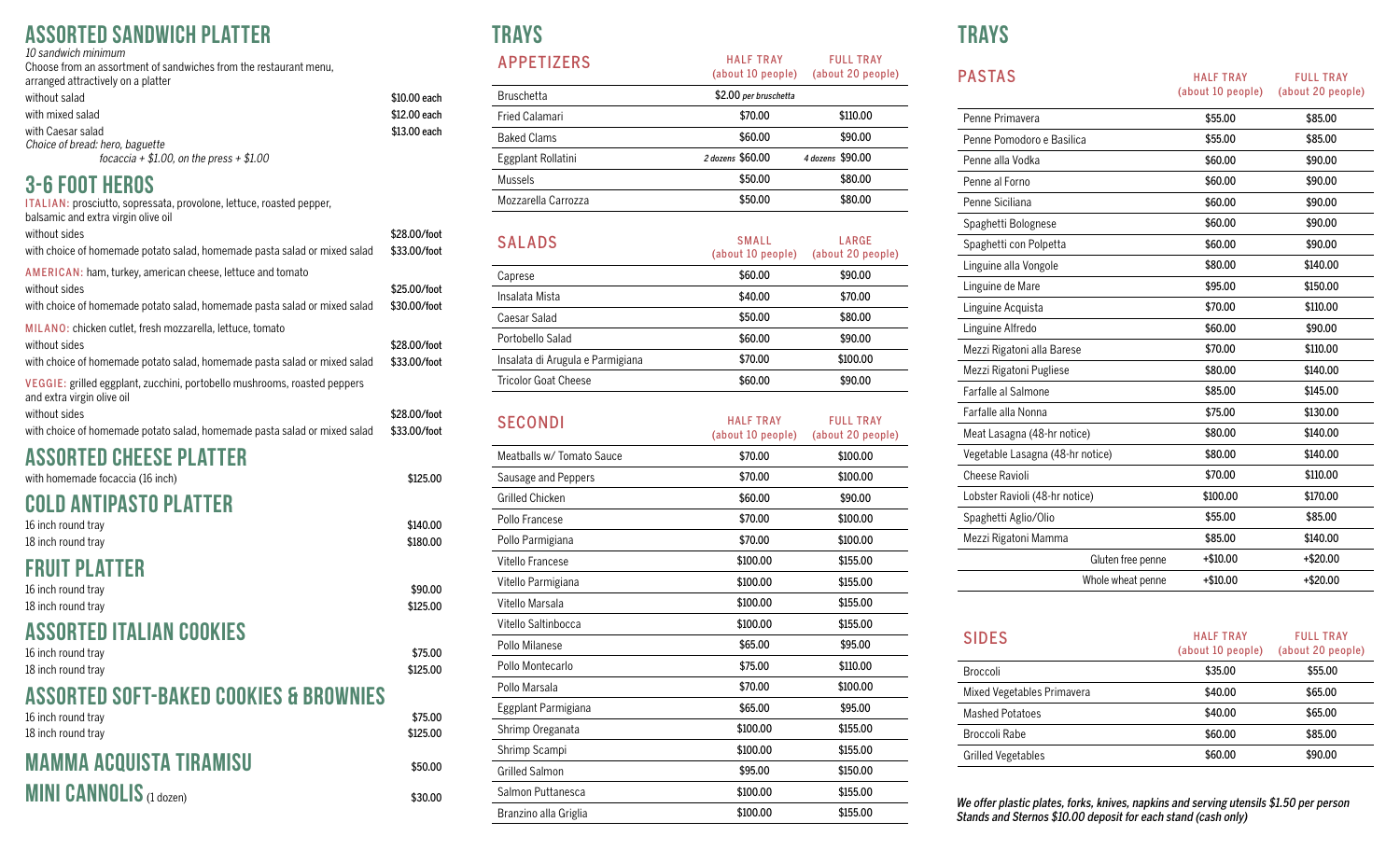# ASSORTED SANDWICH PLATTER

*10 sandwich minimum*

Choose from an assortment of sandwiches from the restaurant menu, arranged attractively on a platter

| | |
|---|---|
| without salad | $10.00 each |
| with mixed salad | $12.00 each |
| with Caesar salad | $13.00 each |

*Choice of bread: hero, baguette*
*focaccia + $1.00, on the press + $1.00*

# 3-6 FOOT HEROS

ITALIAN: prosciutto, sopressata, provolone, lettuce, roasted pepper, balsamic and extra virgin olive oil

| | |
|---|---|
| without sides | $28.00/foot |
| with choice of homemade potato salad, homemade pasta salad or mixed salad | $33.00/foot |

AMERICAN: ham, turkey, american cheese, lettuce and tomato

| | |
|---|---|
| without sides | $25.00/foot |
| with choice of homemade potato salad, homemade pasta salad or mixed salad | $30.00/foot |

MILANO: chicken cutlet, fresh mozzarella, lettuce, tomato

| | |
|---|---|
| without sides | $28.00/foot |
| with choice of homemade potato salad, homemade pasta salad or mixed salad | $33.00/foot |

VEGGIE: grilled eggplant, zucchini, portobello mushrooms, roasted peppers and extra virgin olive oil

| | |
|---|---|
| without sides | $28.00/foot |
| with choice of homemade potato salad, homemade pasta salad or mixed salad | $33.00/foot |

# ASSORTED CHEESE PLATTER

| | |
|---|---|
| with homemade focaccia (16 inch) | $125.00 |

# COLD ANTIPASTO PLATTER

| | |
|---|---|
| 16 inch round tray | $140.00 |
| 18 inch round tray | $180.00 |

# FRUIT PLATTER

| | |
|---|---|
| 16 inch round tray | $90.00 |
| 18 inch round tray | $125.00 |

# ASSORTED ITALIAN COOKIES

| | |
|---|---|
| 16 inch round tray | $75.00 |
| 18 inch round tray | $125.00 |

# ASSORTED SOFT-BAKED COOKIES & BROWNIES

| | |
|---|---|
| 16 inch round tray | $75.00 |
| 18 inch round tray | $125.00 |

# MAMMA ACQUISTA TIRAMISU $50.00

# MINI CANNOLIS (1 dozen) $30.00

# TRAYS

| APPETIZERS | HALF TRAY (about 10 people) | FULL TRAY (about 20 people) |
|---|---|---|
| Bruschetta | $2.00 *per bruschetta* | |
| Fried Calamari | $70.00 | $110.00 |
| Baked Clams | $60.00 | $90.00 |
| Eggplant Rollatini | *2 dozens* $60.00 | *4 dozens* $90.00 |
| Mussels | $50.00 | $80.00 |
| Mozzarella Carrozza | $50.00 | $80.00 |

| SALADS | SMALL (about 10 people) | LARGE (about 20 people) |
|---|---|---|
| Caprese | $60.00 | $90.00 |
| Insalata Mista | $40.00 | $70.00 |
| Caesar Salad | $50.00 | $80.00 |
| Portobello Salad | $60.00 | $90.00 |
| Insalata di Arugula e Parmigiana | $70.00 | $100.00 |
| Tricolor Goat Cheese | $60.00 | $90.00 |

| SECONDI | HALF TRAY (about 10 people) | FULL TRAY (about 20 people) |
|---|---|---|
| Meatballs w/ Tomato Sauce | $70.00 | $100.00 |
| Sausage and Peppers | $70.00 | $100.00 |
| Grilled Chicken | $60.00 | $90.00 |
| Pollo Francese | $70.00 | $100.00 |
| Pollo Parmigiana | $70.00 | $100.00 |
| Vitello Francese | $100.00 | $155.00 |
| Vitello Parmigiana | $100.00 | $155.00 |
| Vitello Marsala | $100.00 | $155.00 |
| Vitello Saltinbocca | $100.00 | $155.00 |
| Pollo Milanese | $65.00 | $95.00 |
| Pollo Montecarlo | $75.00 | $110.00 |
| Pollo Marsala | $70.00 | $100.00 |
| Eggplant Parmigiana | $65.00 | $95.00 |
| Shrimp Oreganata | $100.00 | $155.00 |
| Shrimp Scampi | $100.00 | $155.00 |
| Grilled Salmon | $95.00 | $150.00 |
| Salmon Puttanesca | $100.00 | $155.00 |
| Branzino alla Griglia | $100.00 | $155.00 |

# TRAYS

| PASTAS | HALF TRAY (about 10 people) | FULL TRAY (about 20 people) |
|---|---|---|
| Penne Primavera | $55.00 | $85.00 |
| Penne Pomodoro e Basilica | $55.00 | $85.00 |
| Penne alla Vodka | $60.00 | $90.00 |
| Penne al Forno | $60.00 | $90.00 |
| Penne Siciliana | $60.00 | $90.00 |
| Spaghetti Bolognese | $60.00 | $90.00 |
| Spaghetti con Polpetta | $60.00 | $90.00 |
| Linguine alla Vongole | $80.00 | $140.00 |
| Linguine de Mare | $95.00 | $150.00 |
| Linguine Acquista | $70.00 | $110.00 |
| Linguine Alfredo | $60.00 | $90.00 |
| Mezzi Rigatoni alla Barese | $70.00 | $110.00 |
| Mezzi Rigatoni Pugliese | $80.00 | $140.00 |
| Farfalle al Salmone | $85.00 | $145.00 |
| Farfalle alla Nonna | $75.00 | $130.00 |
| Meat Lasagna (48-hr notice) | $80.00 | $140.00 |
| Vegetable Lasagna (48-hr notice) | $80.00 | $140.00 |
| Cheese Ravioli | $70.00 | $110.00 |
| Lobster Ravioli (48-hr notice) | $100.00 | $170.00 |
| Spaghetti Aglio/Olio | $55.00 | $85.00 |
| Mezzi Rigatoni Mamma | $85.00 | $140.00 |
| Gluten free penne | +$10.00 | +$20.00 |
| Whole wheat penne | +$10.00 | +$20.00 |

| SIDES | HALF TRAY (about 10 people) | FULL TRAY (about 20 people) |
|---|---|---|
| Broccoli | $35.00 | $55.00 |
| Mixed Vegetables Primavera | $40.00 | $65.00 |
| Mashed Potatoes | $40.00 | $65.00 |
| Broccoli Rabe | $60.00 | $85.00 |
| Grilled Vegetables | $60.00 | $90.00 |

*We offer plastic plates, forks, knives, napkins and serving utensils $1.50 per person*
*Stands and Sternos $10.00 deposit for each stand (cash only)*